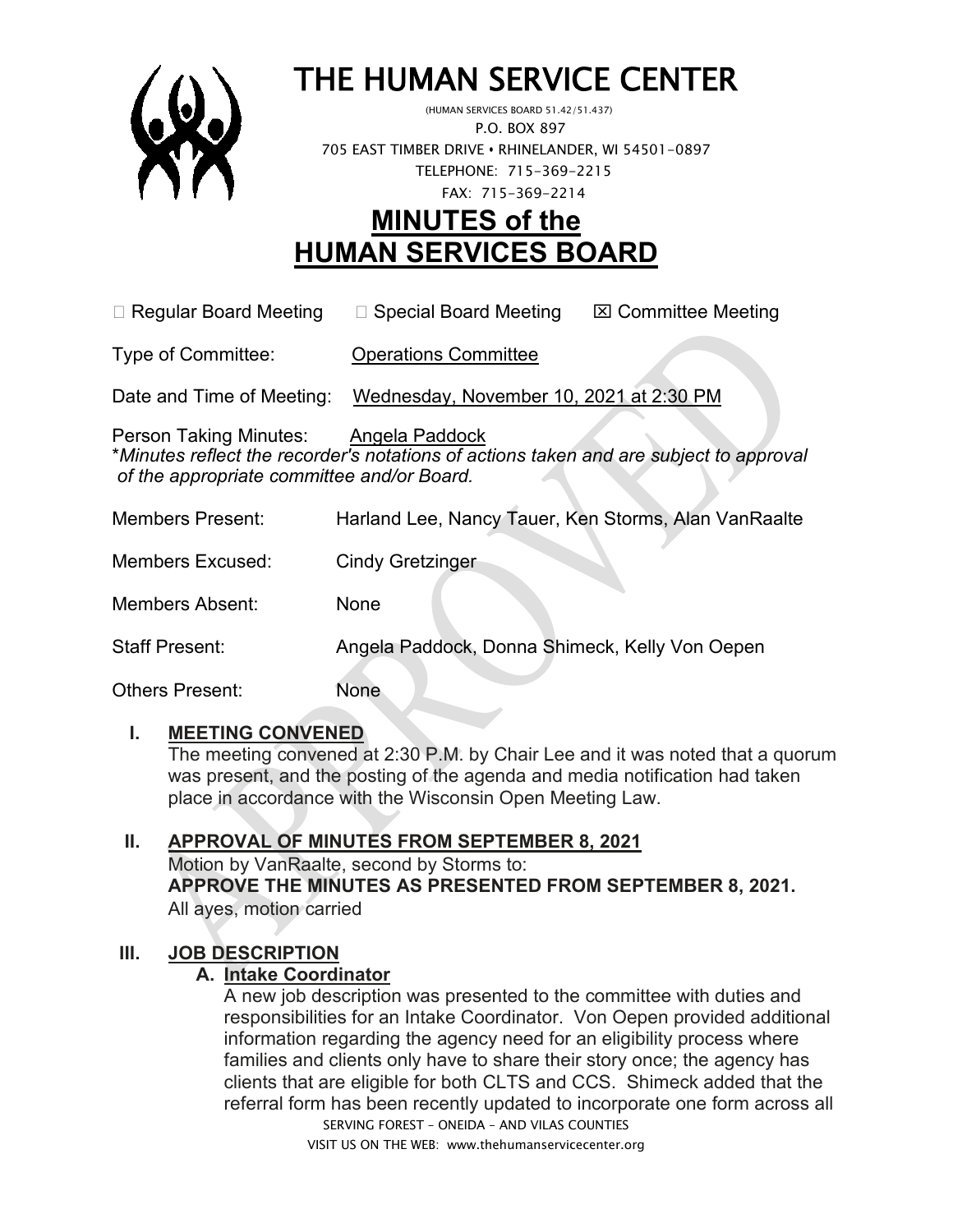# THE HUMAN SERVICE CENTER

(HUMAN SERVICES BOARD 51.42/51.437)
P.O. BOX 897
705 EAST TIMBER DRIVE • RHINELANDER, WI 54501-0897
TELEPHONE: 715-369-2215
FAX: 715-369-2214

# MINUTES of the HUMAN SERVICES BOARD

☐ Regular Board Meeting ☐ Special Board Meeting ☒ Committee Meeting

Type of Committee: Operations Committee

Date and Time of Meeting: Wednesday, November 10, 2021 at 2:30 PM

Person Taking Minutes: Angela Paddock
*\*Minutes reflect the recorder's notations of actions taken and are subject to approval of the appropriate committee and/or Board.*

Members Present: Harland Lee, Nancy Tauer, Ken Storms, Alan VanRaalte

Members Excused: Cindy Gretzinger

Members Absent: None

Staff Present: Angela Paddock, Donna Shimeck, Kelly Von Oepen

Others Present: None

## I. MEETING CONVENED

The meeting convened at 2:30 P.M. by Chair Lee and it was noted that a quorum was present, and the posting of the agenda and media notification had taken place in accordance with the Wisconsin Open Meeting Law.

## II. APPROVAL OF MINUTES FROM SEPTEMBER 8, 2021

Motion by VanRaalte, second by Storms to:
**APPROVE THE MINUTES AS PRESENTED FROM SEPTEMBER 8, 2021.**
All ayes, motion carried

## III. JOB DESCRIPTION

### A. Intake Coordinator

A new job description was presented to the committee with duties and responsibilities for an Intake Coordinator. Von Oepen provided additional information regarding the agency need for an eligibility process where families and clients only have to share their story once; the agency has clients that are eligible for both CLTS and CCS. Shimeck added that the referral form has been recently updated to incorporate one form across all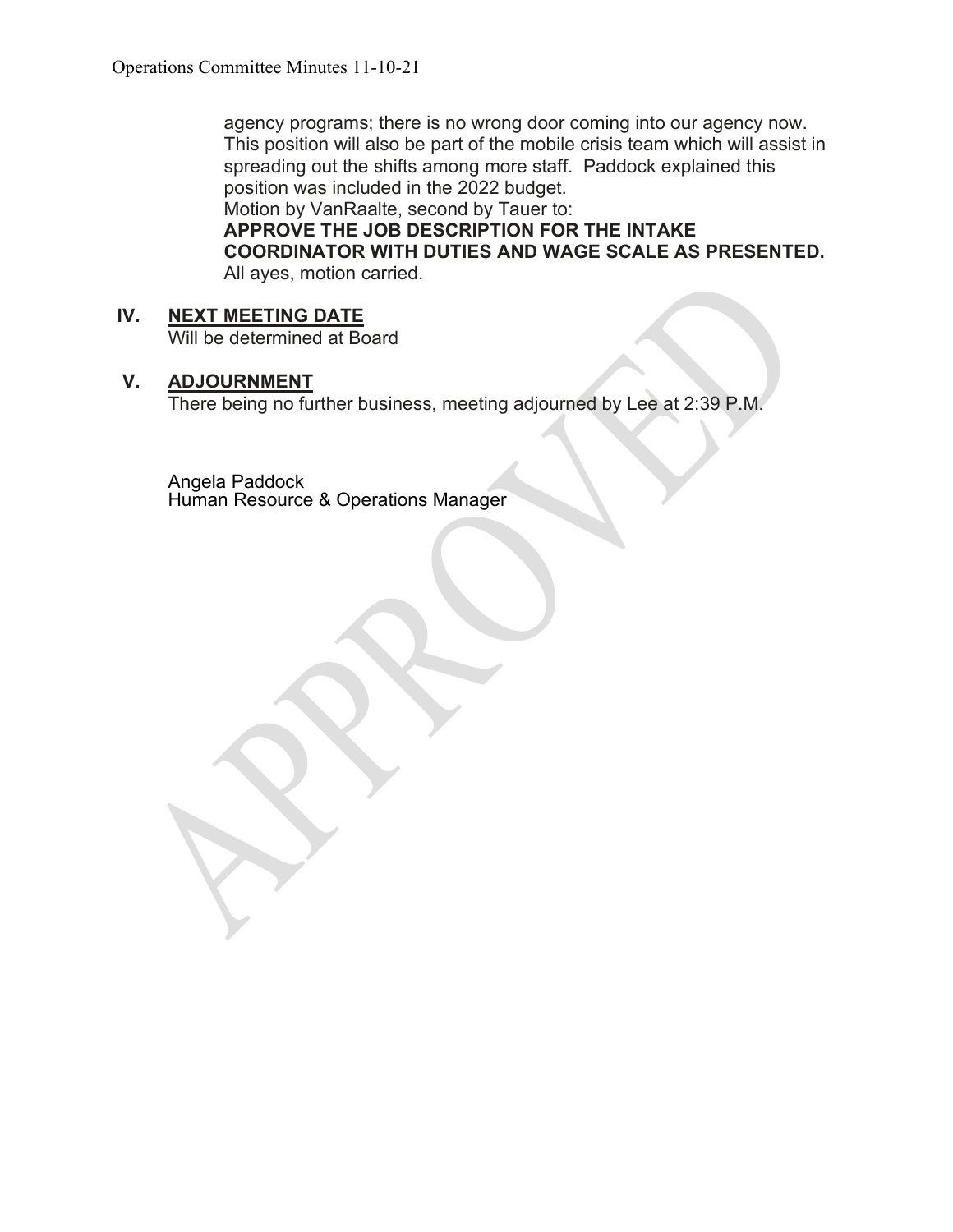agency programs; there is no wrong door coming into our agency now. This position will also be part of the mobile crisis team which will assist in spreading out the shifts among more staff. Paddock explained this position was included in the 2022 budget.
Motion by VanRaalte, second by Tauer to:
**APPROVE THE JOB DESCRIPTION FOR THE INTAKE COORDINATOR WITH DUTIES AND WAGE SCALE AS PRESENTED.**
All ayes, motion carried.

## IV. NEXT MEETING DATE

Will be determined at Board

## V. ADJOURNMENT

There being no further business, meeting adjourned by Lee at 2:39 P.M.

Angela Paddock
Human Resource & Operations Manager

APPROVED